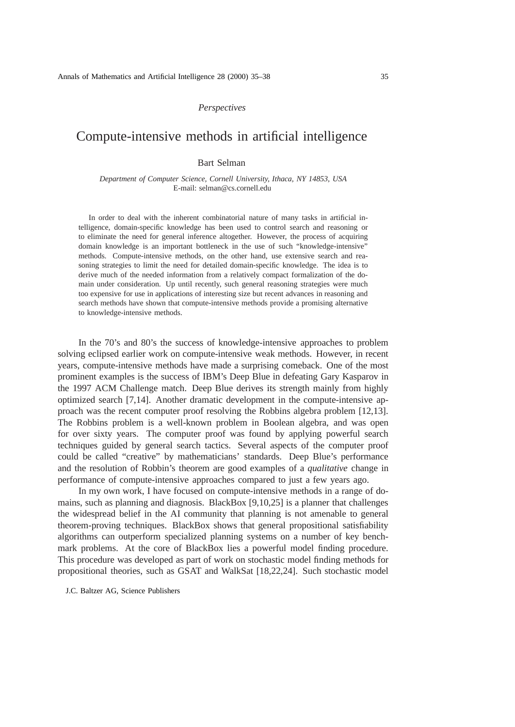*Perspectives*

# Compute-intensive methods in artificial intelligence

Bart Selman

*Department of Computer Science, Cornell University, Ithaca, NY 14853, USA*
E-mail: selman@cs.cornell.edu

In order to deal with the inherent combinatorial nature of many tasks in artificial intelligence, domain-specific knowledge has been used to control search and reasoning or to eliminate the need for general inference altogether. However, the process of acquiring domain knowledge is an important bottleneck in the use of such "knowledge-intensive" methods. Compute-intensive methods, on the other hand, use extensive search and reasoning strategies to limit the need for detailed domain-specific knowledge. The idea is to derive much of the needed information from a relatively compact formalization of the domain under consideration. Up until recently, such general reasoning strategies were much too expensive for use in applications of interesting size but recent advances in reasoning and search methods have shown that compute-intensive methods provide a promising alternative to knowledge-intensive methods.

In the 70's and 80's the success of knowledge-intensive approaches to problem solving eclipsed earlier work on compute-intensive weak methods. However, in recent years, compute-intensive methods have made a surprising comeback. One of the most prominent examples is the success of IBM's Deep Blue in defeating Gary Kasparov in the 1997 ACM Challenge match. Deep Blue derives its strength mainly from highly optimized search [7,14]. Another dramatic development in the compute-intensive approach was the recent computer proof resolving the Robbins algebra problem [12,13]. The Robbins problem is a well-known problem in Boolean algebra, and was open for over sixty years. The computer proof was found by applying powerful search techniques guided by general search tactics. Several aspects of the computer proof could be called "creative" by mathematicians' standards. Deep Blue's performance and the resolution of Robbin's theorem are good examples of a *qualitative* change in performance of compute-intensive approaches compared to just a few years ago.

In my own work, I have focused on compute-intensive methods in a range of domains, such as planning and diagnosis. BlackBox [9,10,25] is a planner that challenges the widespread belief in the AI community that planning is not amenable to general theorem-proving techniques. BlackBox shows that general propositional satisfiability algorithms can outperform specialized planning systems on a number of key benchmark problems. At the core of BlackBox lies a powerful model finding procedure. This procedure was developed as part of work on stochastic model finding methods for propositional theories, such as GSAT and WalkSat [18,22,24]. Such stochastic model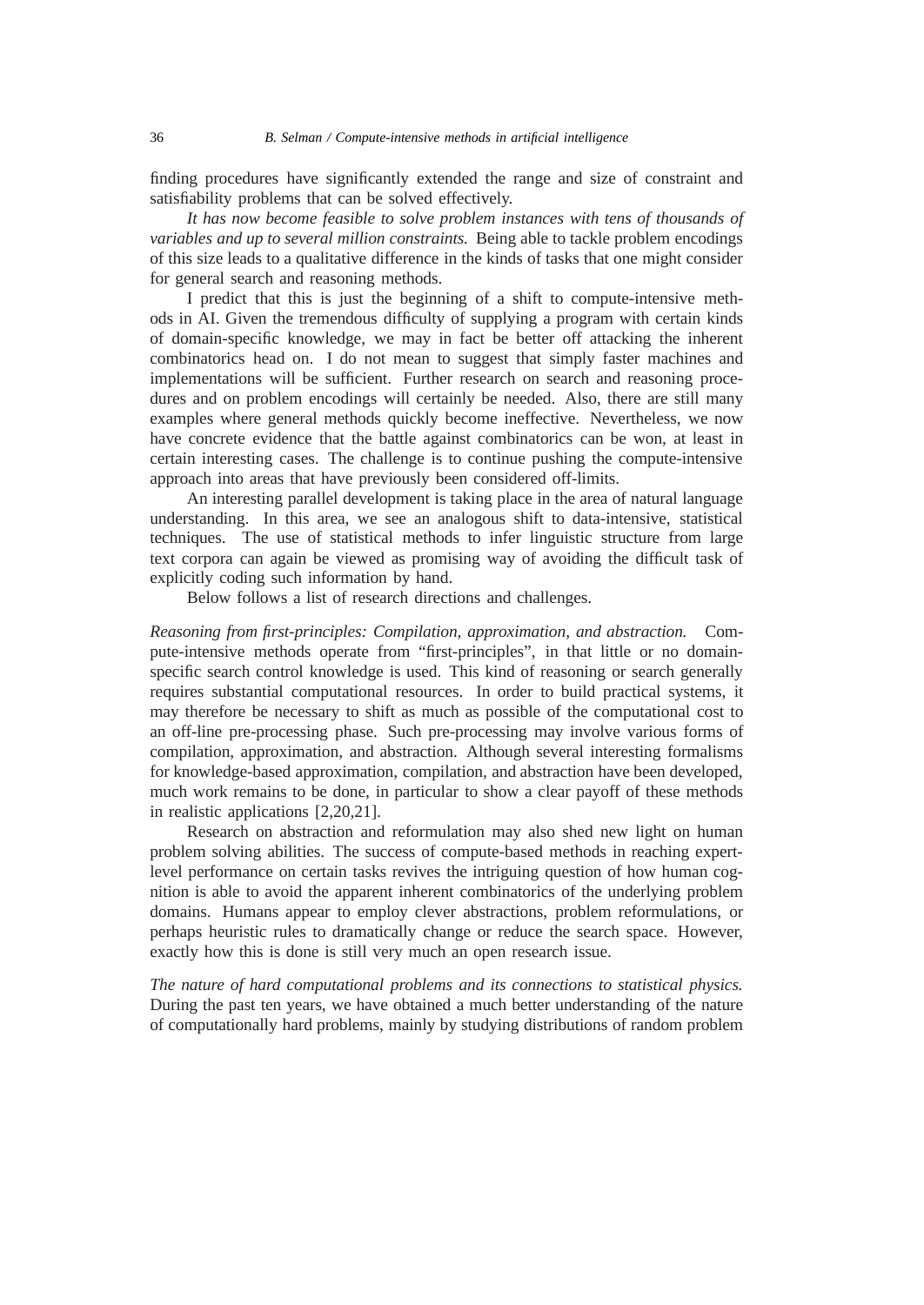finding procedures have significantly extended the range and size of constraint and satisfiability problems that can be solved effectively.

*It has now become feasible to solve problem instances with tens of thousands of variables and up to several million constraints.* Being able to tackle problem encodings of this size leads to a qualitative difference in the kinds of tasks that one might consider for general search and reasoning methods.

I predict that this is just the beginning of a shift to compute-intensive methods in AI. Given the tremendous difficulty of supplying a program with certain kinds of domain-specific knowledge, we may in fact be better off attacking the inherent combinatorics head on. I do not mean to suggest that simply faster machines and implementations will be sufficient. Further research on search and reasoning procedures and on problem encodings will certainly be needed. Also, there are still many examples where general methods quickly become ineffective. Nevertheless, we now have concrete evidence that the battle against combinatorics can be won, at least in certain interesting cases. The challenge is to continue pushing the compute-intensive approach into areas that have previously been considered off-limits.

An interesting parallel development is taking place in the area of natural language understanding. In this area, we see an analogous shift to data-intensive, statistical techniques. The use of statistical methods to infer linguistic structure from large text corpora can again be viewed as promising way of avoiding the difficult task of explicitly coding such information by hand.

Below follows a list of research directions and challenges.

*Reasoning from first-principles: Compilation, approximation, and abstraction.* Compute-intensive methods operate from "first-principles", in that little or no domain-specific search control knowledge is used. This kind of reasoning or search generally requires substantial computational resources. In order to build practical systems, it may therefore be necessary to shift as much as possible of the computational cost to an off-line pre-processing phase. Such pre-processing may involve various forms of compilation, approximation, and abstraction. Although several interesting formalisms for knowledge-based approximation, compilation, and abstraction have been developed, much work remains to be done, in particular to show a clear payoff of these methods in realistic applications [2,20,21].

Research on abstraction and reformulation may also shed new light on human problem solving abilities. The success of compute-based methods in reaching expert-level performance on certain tasks revives the intriguing question of how human cognition is able to avoid the apparent inherent combinatorics of the underlying problem domains. Humans appear to employ clever abstractions, problem reformulations, or perhaps heuristic rules to dramatically change or reduce the search space. However, exactly how this is done is still very much an open research issue.

*The nature of hard computational problems and its connections to statistical physics.* During the past ten years, we have obtained a much better understanding of the nature of computationally hard problems, mainly by studying distributions of random problem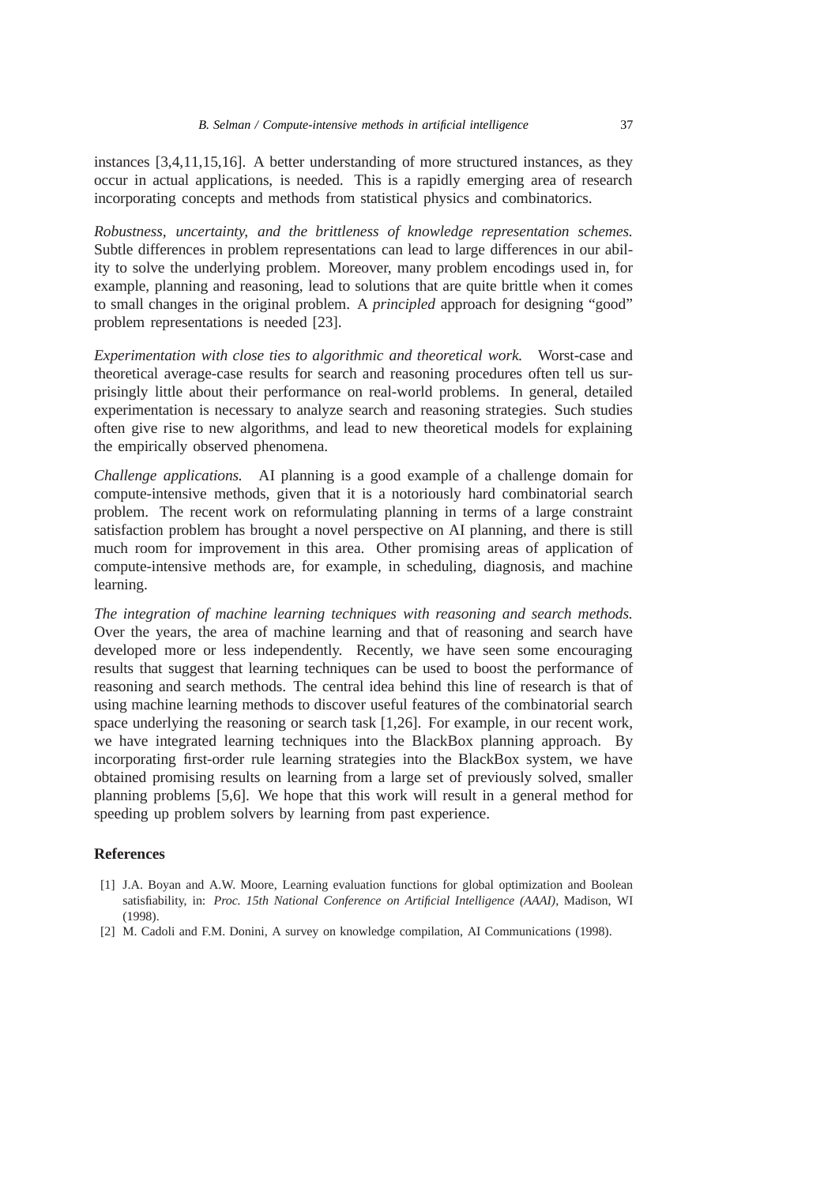instances [3,4,11,15,16]. A better understanding of more structured instances, as they occur in actual applications, is needed. This is a rapidly emerging area of research incorporating concepts and methods from statistical physics and combinatorics.

*Robustness, uncertainty, and the brittleness of knowledge representation schemes.* Subtle differences in problem representations can lead to large differences in our ability to solve the underlying problem. Moreover, many problem encodings used in, for example, planning and reasoning, lead to solutions that are quite brittle when it comes to small changes in the original problem. A *principled* approach for designing "good" problem representations is needed [23].

*Experimentation with close ties to algorithmic and theoretical work.* Worst-case and theoretical average-case results for search and reasoning procedures often tell us surprisingly little about their performance on real-world problems. In general, detailed experimentation is necessary to analyze search and reasoning strategies. Such studies often give rise to new algorithms, and lead to new theoretical models for explaining the empirically observed phenomena.

*Challenge applications.* AI planning is a good example of a challenge domain for compute-intensive methods, given that it is a notoriously hard combinatorial search problem. The recent work on reformulating planning in terms of a large constraint satisfaction problem has brought a novel perspective on AI planning, and there is still much room for improvement in this area. Other promising areas of application of compute-intensive methods are, for example, in scheduling, diagnosis, and machine learning.

*The integration of machine learning techniques with reasoning and search methods.* Over the years, the area of machine learning and that of reasoning and search have developed more or less independently. Recently, we have seen some encouraging results that suggest that learning techniques can be used to boost the performance of reasoning and search methods. The central idea behind this line of research is that of using machine learning methods to discover useful features of the combinatorial search space underlying the reasoning or search task [1,26]. For example, in our recent work, we have integrated learning techniques into the BlackBox planning approach. By incorporating first-order rule learning strategies into the BlackBox system, we have obtained promising results on learning from a large set of previously solved, smaller planning problems [5,6]. We hope that this work will result in a general method for speeding up problem solvers by learning from past experience.

## References

[1] J.A. Boyan and A.W. Moore, Learning evaluation functions for global optimization and Boolean satisfiability, in: *Proc. 15th National Conference on Artificial Intelligence (AAAI)*, Madison, WI (1998).

[2] M. Cadoli and F.M. Donini, A survey on knowledge compilation, AI Communications (1998).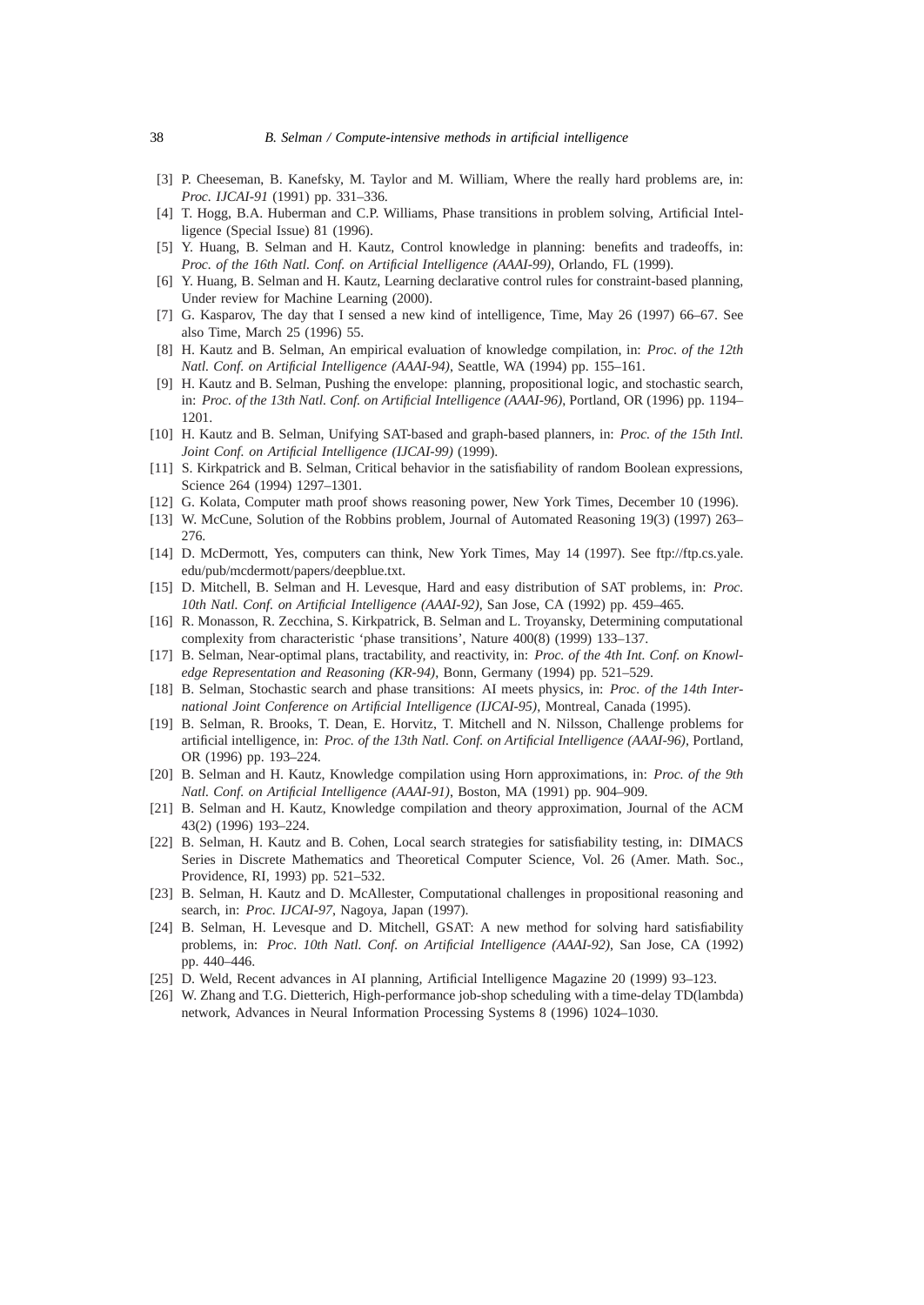[3] P. Cheeseman, B. Kanefsky, M. Taylor and M. William, Where the really hard problems are, in: *Proc. IJCAI-91* (1991) pp. 331–336.

[4] T. Hogg, B.A. Huberman and C.P. Williams, Phase transitions in problem solving, Artificial Intelligence (Special Issue) 81 (1996).

[5] Y. Huang, B. Selman and H. Kautz, Control knowledge in planning: benefits and tradeoffs, in: *Proc. of the 16th Natl. Conf. on Artificial Intelligence (AAAI-99)*, Orlando, FL (1999).

[6] Y. Huang, B. Selman and H. Kautz, Learning declarative control rules for constraint-based planning, Under review for Machine Learning (2000).

[7] G. Kasparov, The day that I sensed a new kind of intelligence, Time, May 26 (1997) 66–67. See also Time, March 25 (1996) 55.

[8] H. Kautz and B. Selman, An empirical evaluation of knowledge compilation, in: *Proc. of the 12th Natl. Conf. on Artificial Intelligence (AAAI-94)*, Seattle, WA (1994) pp. 155–161.

[9] H. Kautz and B. Selman, Pushing the envelope: planning, propositional logic, and stochastic search, in: *Proc. of the 13th Natl. Conf. on Artificial Intelligence (AAAI-96)*, Portland, OR (1996) pp. 1194–1201.

[10] H. Kautz and B. Selman, Unifying SAT-based and graph-based planners, in: *Proc. of the 15th Intl. Joint Conf. on Artificial Intelligence (IJCAI-99)* (1999).

[11] S. Kirkpatrick and B. Selman, Critical behavior in the satisfiability of random Boolean expressions, Science 264 (1994) 1297–1301.

[12] G. Kolata, Computer math proof shows reasoning power, New York Times, December 10 (1996).

[13] W. McCune, Solution of the Robbins problem, Journal of Automated Reasoning 19(3) (1997) 263–276.

[14] D. McDermott, Yes, computers can think, New York Times, May 14 (1997). See ftp://ftp.cs.yale.edu/pub/mcdermott/papers/deepblue.txt.

[15] D. Mitchell, B. Selman and H. Levesque, Hard and easy distribution of SAT problems, in: *Proc. 10th Natl. Conf. on Artificial Intelligence (AAAI-92)*, San Jose, CA (1992) pp. 459–465.

[16] R. Monasson, R. Zecchina, S. Kirkpatrick, B. Selman and L. Troyansky, Determining computational complexity from characteristic 'phase transitions', Nature 400(8) (1999) 133–137.

[17] B. Selman, Near-optimal plans, tractability, and reactivity, in: *Proc. of the 4th Int. Conf. on Knowledge Representation and Reasoning (KR-94)*, Bonn, Germany (1994) pp. 521–529.

[18] B. Selman, Stochastic search and phase transitions: AI meets physics, in: *Proc. of the 14th International Joint Conference on Artificial Intelligence (IJCAI-95)*, Montreal, Canada (1995).

[19] B. Selman, R. Brooks, T. Dean, E. Horvitz, T. Mitchell and N. Nilsson, Challenge problems for artificial intelligence, in: *Proc. of the 13th Natl. Conf. on Artificial Intelligence (AAAI-96)*, Portland, OR (1996) pp. 193–224.

[20] B. Selman and H. Kautz, Knowledge compilation using Horn approximations, in: *Proc. of the 9th Natl. Conf. on Artificial Intelligence (AAAI-91)*, Boston, MA (1991) pp. 904–909.

[21] B. Selman and H. Kautz, Knowledge compilation and theory approximation, Journal of the ACM 43(2) (1996) 193–224.

[22] B. Selman, H. Kautz and B. Cohen, Local search strategies for satisfiability testing, in: DIMACS Series in Discrete Mathematics and Theoretical Computer Science, Vol. 26 (Amer. Math. Soc., Providence, RI, 1993) pp. 521–532.

[23] B. Selman, H. Kautz and D. McAllester, Computational challenges in propositional reasoning and search, in: *Proc. IJCAI-97*, Nagoya, Japan (1997).

[24] B. Selman, H. Levesque and D. Mitchell, GSAT: A new method for solving hard satisfiability problems, in: *Proc. 10th Natl. Conf. on Artificial Intelligence (AAAI-92)*, San Jose, CA (1992) pp. 440–446.

[25] D. Weld, Recent advances in AI planning, Artificial Intelligence Magazine 20 (1999) 93–123.

[26] W. Zhang and T.G. Dietterich, High-performance job-shop scheduling with a time-delay TD(lambda) network, Advances in Neural Information Processing Systems 8 (1996) 1024–1030.